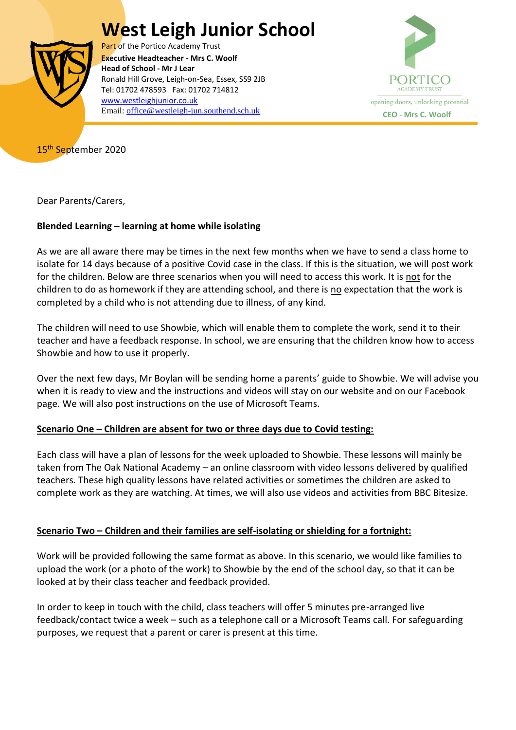# West Leigh Junior School

Part of the Portico Academy Trust
**Executive Headteacher - Mrs C. Woolf**
**Head of School - Mr J Lear**
Ronald Hill Grove, Leigh-on-Sea, Essex, SS9 2JB
Tel: 01702 478593 Fax: 01702 714812
www.westleighjunior.co.uk
Email: office@westleigh-jun.southend.sch.uk

PORTICO ACADEMY TRUST
opening doors, unlocking potential
**CEO - Mrs C. Woolf**

15th September 2020

Dear Parents/Carers,

**Blended Learning – learning at home while isolating**

As we are all aware there may be times in the next few months when we have to send a class home to isolate for 14 days because of a positive Covid case in the class. If this is the situation, we will post work for the children. Below are three scenarios when you will need to access this work. It is not for the children to do as homework if they are attending school, and there is no expectation that the work is completed by a child who is not attending due to illness, of any kind.

The children will need to use Showbie, which will enable them to complete the work, send it to their teacher and have a feedback response. In school, we are ensuring that the children know how to access Showbie and how to use it properly.

Over the next few days, Mr Boylan will be sending home a parents' guide to Showbie. We will advise you when it is ready to view and the instructions and videos will stay on our website and on our Facebook page. We will also post instructions on the use of Microsoft Teams.

**Scenario One – Children are absent for two or three days due to Covid testing:**

Each class will have a plan of lessons for the week uploaded to Showbie. These lessons will mainly be taken from The Oak National Academy – an online classroom with video lessons delivered by qualified teachers. These high quality lessons have related activities or sometimes the children are asked to complete work as they are watching. At times, we will also use videos and activities from BBC Bitesize.

**Scenario Two – Children and their families are self-isolating or shielding for a fortnight:**

Work will be provided following the same format as above. In this scenario, we would like families to upload the work (or a photo of the work) to Showbie by the end of the school day, so that it can be looked at by their class teacher and feedback provided.

In order to keep in touch with the child, class teachers will offer 5 minutes pre-arranged live feedback/contact twice a week – such as a telephone call or a Microsoft Teams call. For safeguarding purposes, we request that a parent or carer is present at this time.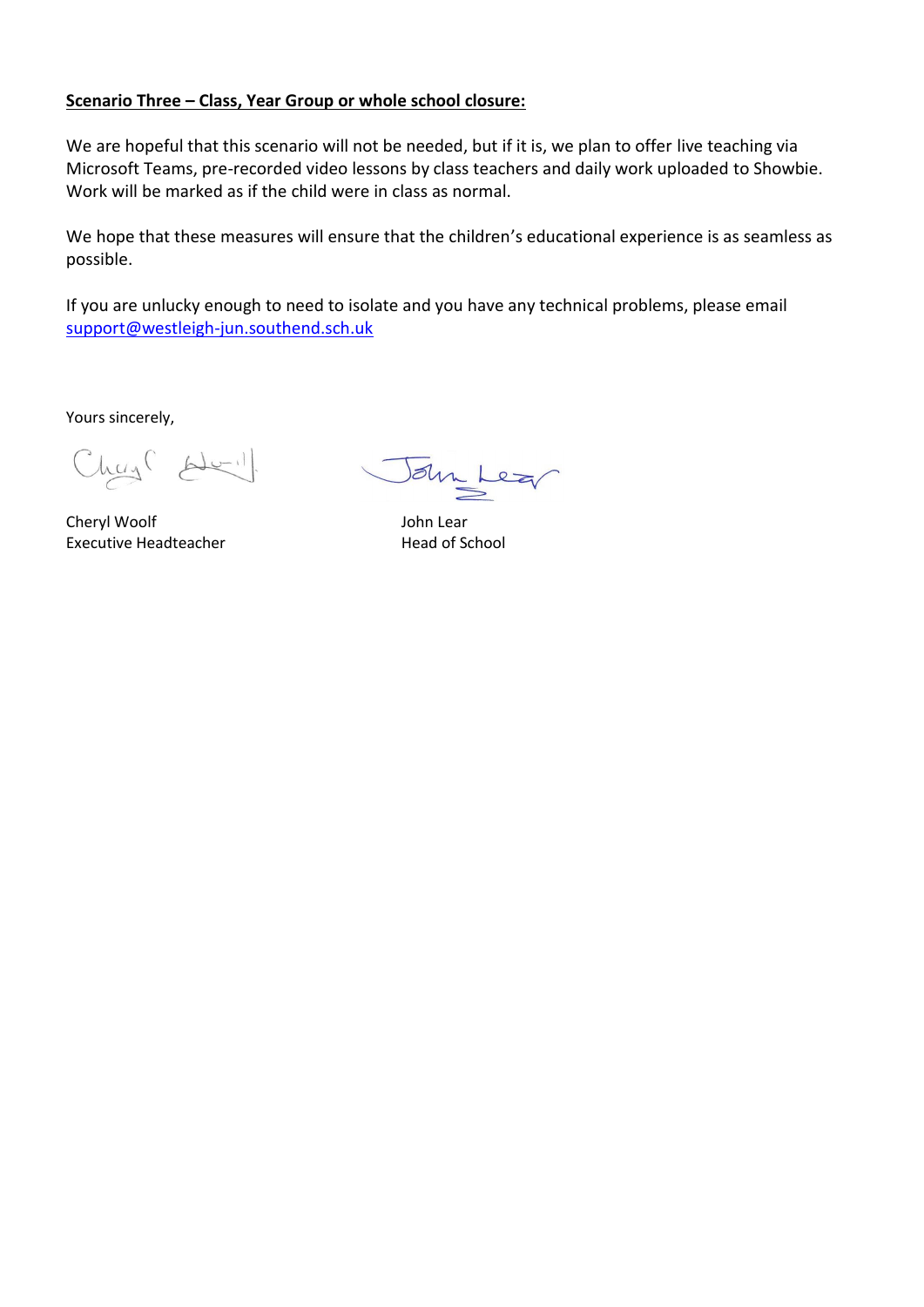**Scenario Three – Class, Year Group or whole school closure:**

We are hopeful that this scenario will not be needed, but if it is, we plan to offer live teaching via Microsoft Teams, pre-recorded video lessons by class teachers and daily work uploaded to Showbie. Work will be marked as if the child were in class as normal.

We hope that these measures will ensure that the children's educational experience is as seamless as possible.

If you are unlucky enough to need to isolate and you have any technical problems, please email support@westleigh-jun.southend.sch.uk

Yours sincerely,

Cheryl Woolf
Executive Headteacher

John Lear
Head of School